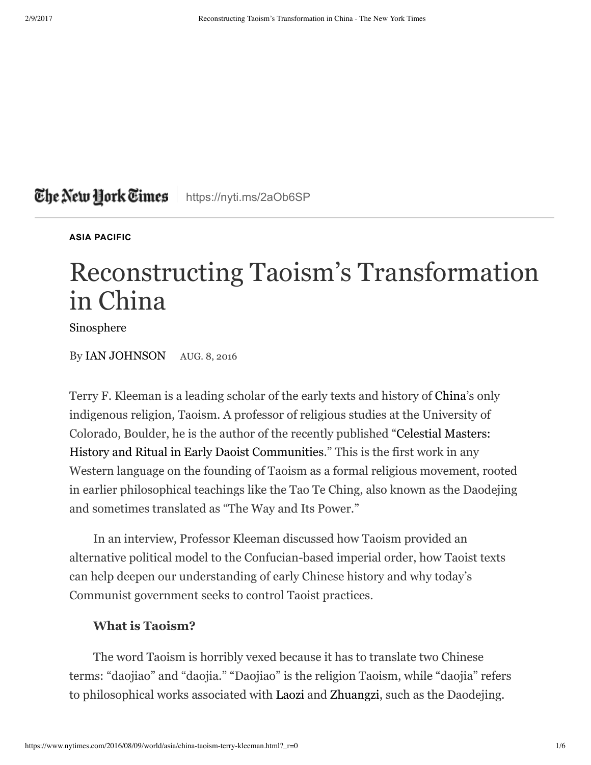The New York Times | https://nyti.ms/2aOb6SP

ASIA PACIFIC

# Reconstructing Taoism's Transformation in China

Sinosphere

By IAN JOHNSON AUG. 8, 2016

Terry F. Kleeman is a leading scholar of the early texts and history of China's only indigenous religion, Taoism. A professor of religious studies at the University of Colorado, Boulder, he is the author of the recently published "Celestial Masters: History and Ritual in Early Daoist Communities." This is the first work in any Western language on the founding of Taoism as a formal religious movement, rooted in earlier philosophical teachings like the Tao Te Ching, also known as the Daodejing and sometimes translated as "The Way and Its Power."

In an interview, Professor Kleeman discussed how Taoism provided an alternative political model to the Confucian-based imperial order, how Taoist texts can help deepen our understanding of early Chinese history and why today's Communist government seeks to control Taoist practices.

**What is Taoism?**

The word Taoism is horribly vexed because it has to translate two Chinese terms: "daojiao" and "daojia." "Daojiao" is the religion Taoism, while "daojia" refers to philosophical works associated with Laozi and Zhuangzi, such as the Daodejing.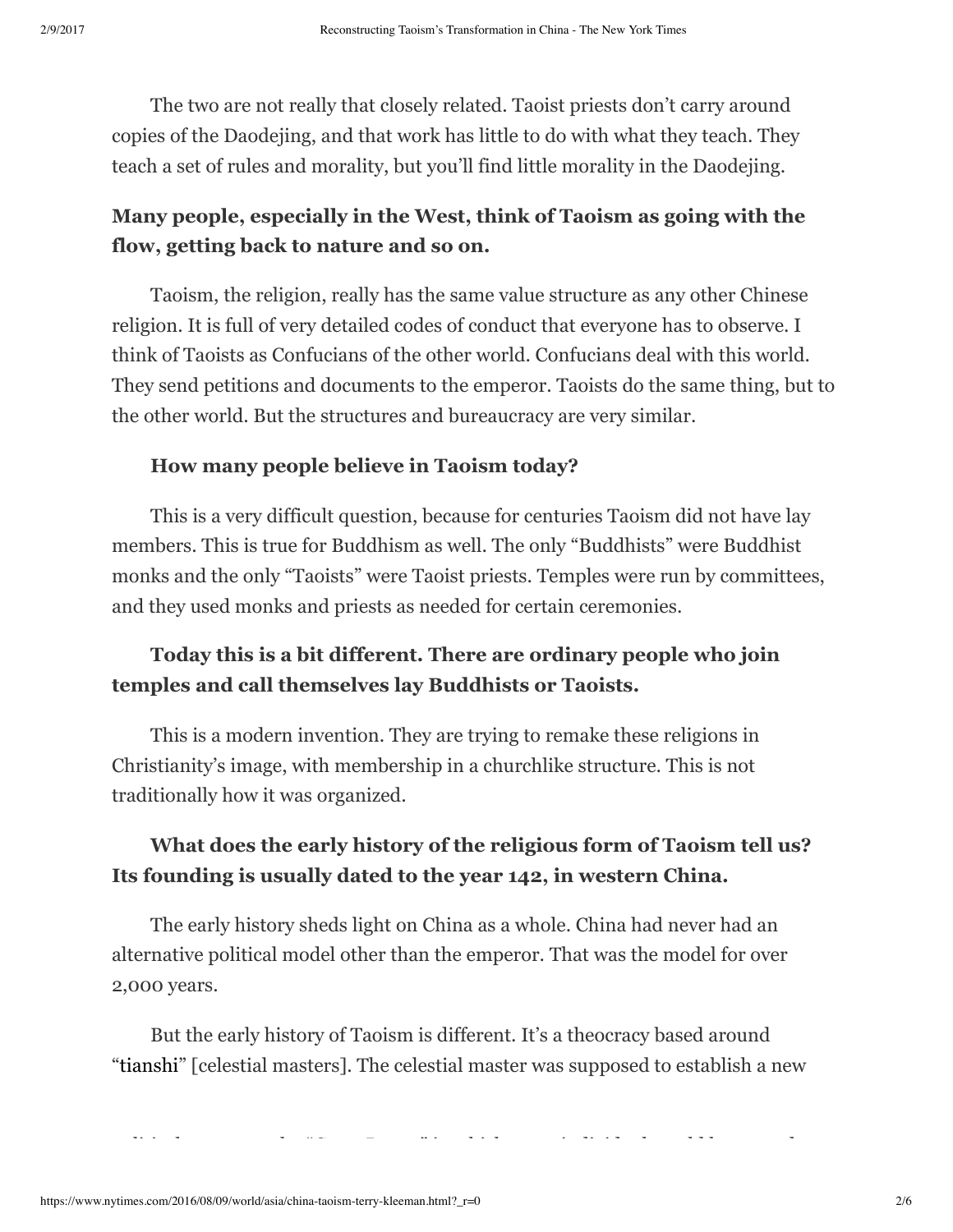The two are not really that closely related. Taoist priests don't carry around copies of the Daodejing, and that work has little to do with what they teach. They teach a set of rules and morality, but you'll find little morality in the Daodejing.

**Many people, especially in the West, think of Taoism as going with the flow, getting back to nature and so on.**

Taoism, the religion, really has the same value structure as any other Chinese religion. It is full of very detailed codes of conduct that everyone has to observe. I think of Taoists as Confucians of the other world. Confucians deal with this world. They send petitions and documents to the emperor. Taoists do the same thing, but to the other world. But the structures and bureaucracy are very similar.

**How many people believe in Taoism today?**

This is a very difficult question, because for centuries Taoism did not have lay members. This is true for Buddhism as well. The only "Buddhists" were Buddhist monks and the only "Taoists" were Taoist priests. Temples were run by committees, and they used monks and priests as needed for certain ceremonies.

**Today this is a bit different. There are ordinary people who join temples and call themselves lay Buddhists or Taoists.**

This is a modern invention. They are trying to remake these religions in Christianity's image, with membership in a churchlike structure. This is not traditionally how it was organized.

**What does the early history of the religious form of Taoism tell us? Its founding is usually dated to the year 142, in western China.**

The early history sheds light on China as a whole. China had never had an alternative political model other than the emperor. That was the model for over 2,000 years.

But the early history of Taoism is different. It's a theocracy based around "tianshi" [celestial masters]. The celestial master was supposed to establish a new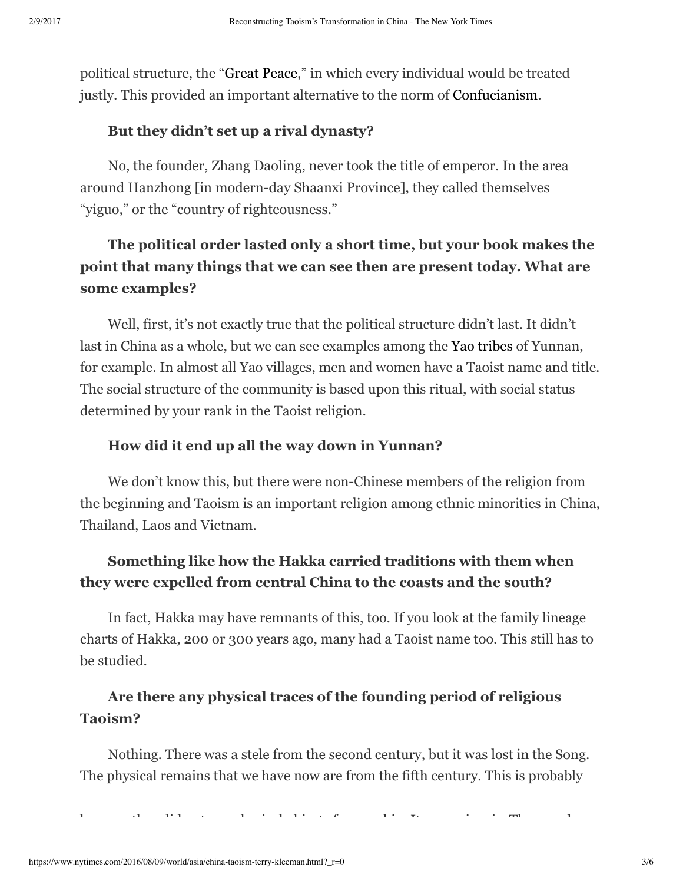political structure, the "Great Peace," in which every individual would be treated justly. This provided an important alternative to the norm of Confucianism.

**But they didn't set up a rival dynasty?**

No, the founder, Zhang Daoling, never took the title of emperor. In the area around Hanzhong [in modern-day Shaanxi Province], they called themselves "yiguo," or the "country of righteousness."

**The political order lasted only a short time, but your book makes the point that many things that we can see then are present today. What are some examples?**

Well, first, it's not exactly true that the political structure didn't last. It didn't last in China as a whole, but we can see examples among the Yao tribes of Yunnan, for example. In almost all Yao villages, men and women have a Taoist name and title. The social structure of the community is based upon this ritual, with social status determined by your rank in the Taoist religion.

**How did it end up all the way down in Yunnan?**

We don't know this, but there were non-Chinese members of the religion from the beginning and Taoism is an important religion among ethnic minorities in China, Thailand, Laos and Vietnam.

**Something like how the Hakka carried traditions with them when they were expelled from central China to the coasts and the south?**

In fact, Hakka may have remnants of this, too. If you look at the family lineage charts of Hakka, 200 or 300 years ago, many had a Taoist name too. This still has to be studied.

**Are there any physical traces of the founding period of religious Taoism?**

Nothing. There was a stele from the second century, but it was lost in the Song. The physical remains that we have now are from the fifth century. This is probably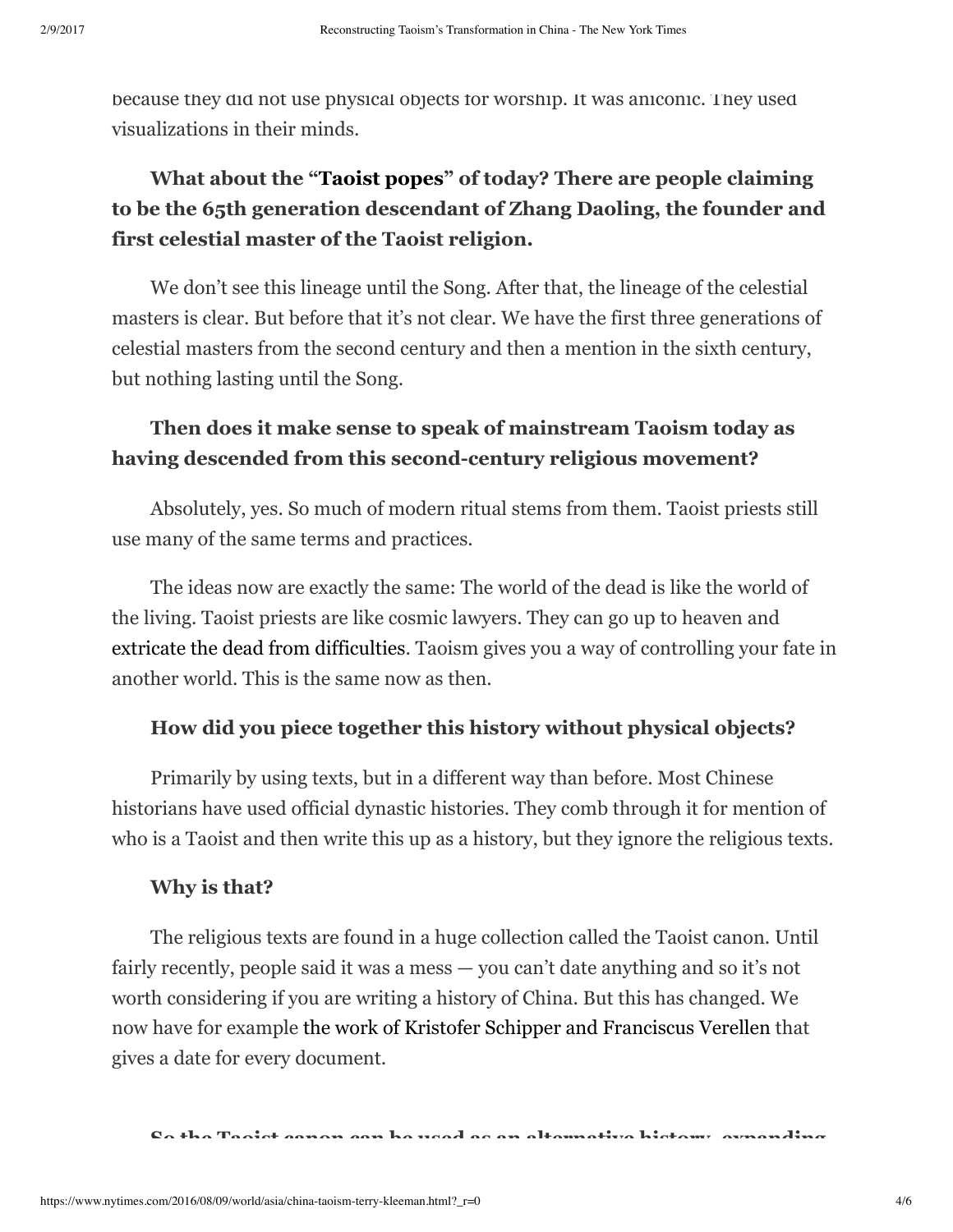because they did not use physical objects for worship. It was aniconic. They used visualizations in their minds.

**What about the "Taoist popes" of today? There are people claiming to be the 65th generation descendant of Zhang Daoling, the founder and first celestial master of the Taoist religion.**

We don't see this lineage until the Song. After that, the lineage of the celestial masters is clear. But before that it's not clear. We have the first three generations of celestial masters from the second century and then a mention in the sixth century, but nothing lasting until the Song.

**Then does it make sense to speak of mainstream Taoism today as having descended from this second-century religious movement?**

Absolutely, yes. So much of modern ritual stems from them. Taoist priests still use many of the same terms and practices.

The ideas now are exactly the same: The world of the dead is like the world of the living. Taoist priests are like cosmic lawyers. They can go up to heaven and extricate the dead from difficulties. Taoism gives you a way of controlling your fate in another world. This is the same now as then.

**How did you piece together this history without physical objects?**

Primarily by using texts, but in a different way than before. Most Chinese historians have used official dynastic histories. They comb through it for mention of who is a Taoist and then write this up as a history, but they ignore the religious texts.

**Why is that?**

The religious texts are found in a huge collection called the Taoist canon. Until fairly recently, people said it was a mess — you can't date anything and so it's not worth considering if you are writing a history of China. But this has changed. We now have for example the work of Kristofer Schipper and Franciscus Verellen that gives a date for every document.

**So the Taoist canon can be used as an alternative history, expanding**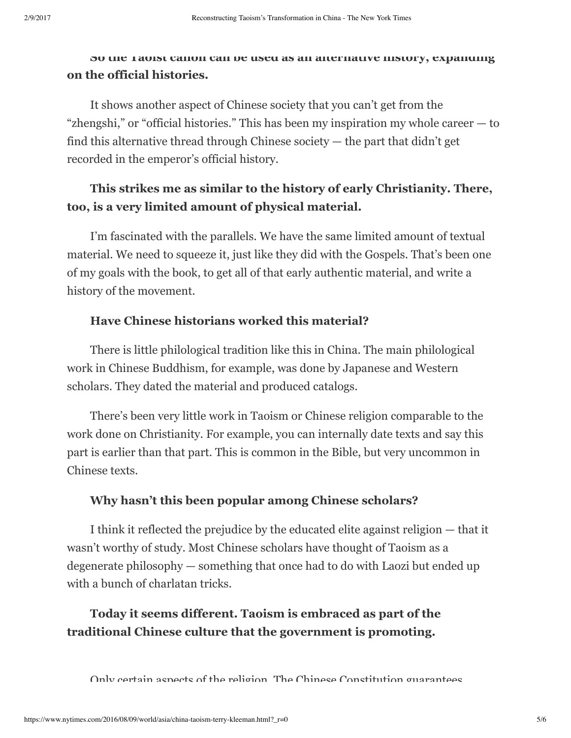**So the Taoist canon can be used as an alternative history, expanding on the official histories.**

It shows another aspect of Chinese society that you can't get from the "zhengshi," or "official histories." This has been my inspiration my whole career — to find this alternative thread through Chinese society — the part that didn't get recorded in the emperor's official history.

**This strikes me as similar to the history of early Christianity. There, too, is a very limited amount of physical material.**

I'm fascinated with the parallels. We have the same limited amount of textual material. We need to squeeze it, just like they did with the Gospels. That's been one of my goals with the book, to get all of that early authentic material, and write a history of the movement.

**Have Chinese historians worked this material?**

There is little philological tradition like this in China. The main philological work in Chinese Buddhism, for example, was done by Japanese and Western scholars. They dated the material and produced catalogs.

There's been very little work in Taoism or Chinese religion comparable to the work done on Christianity. For example, you can internally date texts and say this part is earlier than that part. This is common in the Bible, but very uncommon in Chinese texts.

**Why hasn't this been popular among Chinese scholars?**

I think it reflected the prejudice by the educated elite against religion — that it wasn't worthy of study. Most Chinese scholars have thought of Taoism as a degenerate philosophy — something that once had to do with Laozi but ended up with a bunch of charlatan tricks.

**Today it seems different. Taoism is embraced as part of the traditional Chinese culture that the government is promoting.**

Only certain aspects of the religion. The Chinese Constitution guarantees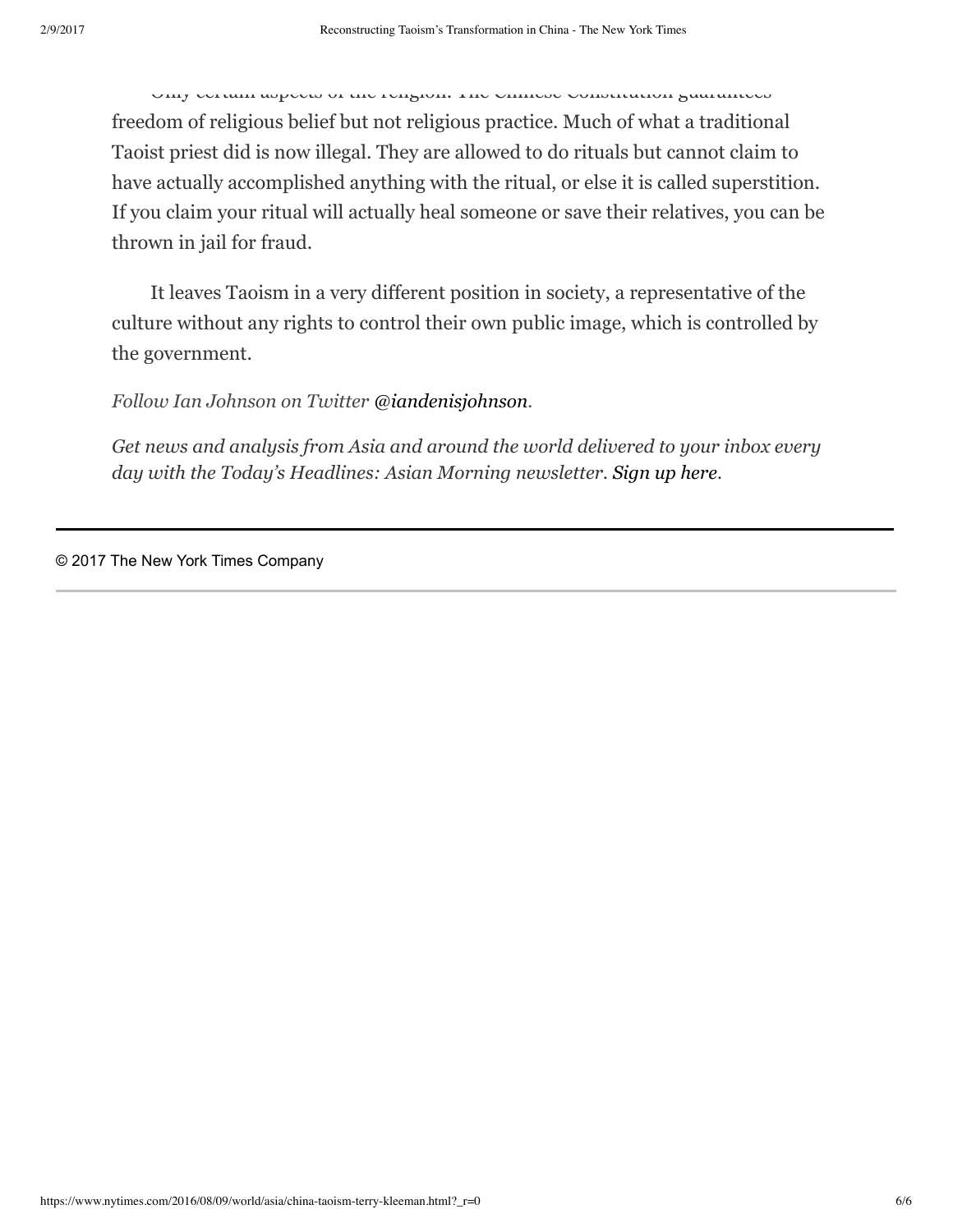Only certain aspects of the religion. The Chinese Constitution guarantees freedom of religious belief but not religious practice. Much of what a traditional Taoist priest did is now illegal. They are allowed to do rituals but cannot claim to have actually accomplished anything with the ritual, or else it is called superstition. If you claim your ritual will actually heal someone or save their relatives, you can be thrown in jail for fraud.

It leaves Taoism in a very different position in society, a representative of the culture without any rights to control their own public image, which is controlled by the government.

*Follow Ian Johnson on Twitter @iandenisjohnson.*

*Get news and analysis from Asia and around the world delivered to your inbox every day with the Today's Headlines: Asian Morning newsletter. Sign up here.*

---

© 2017 The New York Times Company